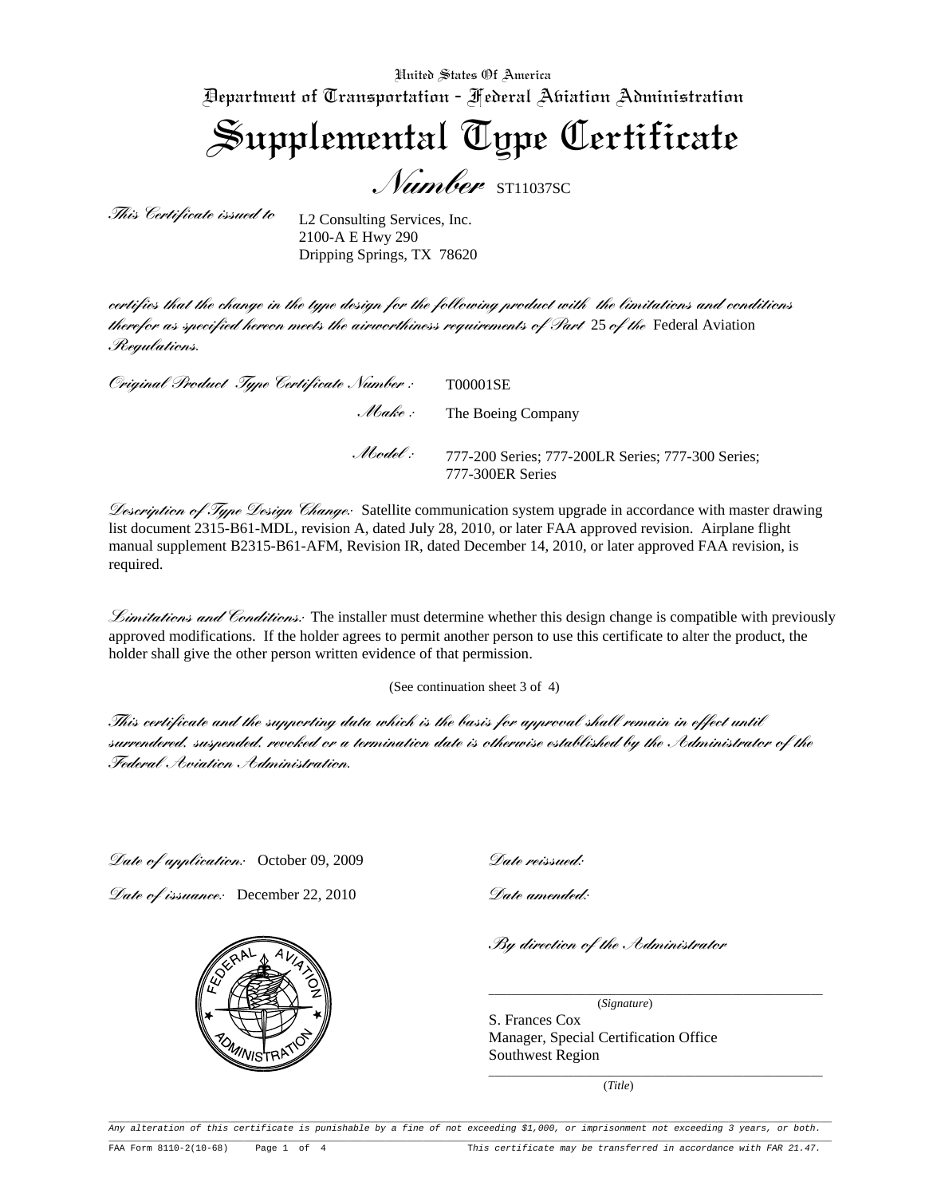United States Of America

Department of Transportation - Federal Aviation Administration

# Supplemental Type Certificate

## Number ST11037SC

*This Certificate issued to*

L2 Consulting Services, Inc.
2100-A E Hwy 290
Dripping Springs, TX 78620

*certifies that the change in the type design for the following product with the limitations and conditions therefor as specified hereon meets the airworthiness requirements of Part* 25 *of the* Federal Aviation *Regulations.*

*Original Product Type Certificate Number :* T00001SE

*Make :* The Boeing Company

*Model :* 777-200 Series; 777-200LR Series; 777-300 Series; 777-300ER Series

*Description of Type Design Change:* Satellite communication system upgrade in accordance with master drawing list document 2315-B61-MDL, revision A, dated July 28, 2010, or later FAA approved revision. Airplane flight manual supplement B2315-B61-AFM, Revision IR, dated December 14, 2010, or later approved FAA revision, is required.

*Limitations and Conditions:* The installer must determine whether this design change is compatible with previously approved modifications. If the holder agrees to permit another person to use this certificate to alter the product, the holder shall give the other person written evidence of that permission.

(See continuation sheet 3 of 4)

*This certificate and the supporting data which is the basis for approval shall remain in effect until surrendered, suspended, revoked or a termination date is otherwise established by the Administrator of the Federal Aviation Administration.*

*Date of application:* October 09, 2009

*Date of issuance:* December 22, 2010

*Date reissued:*

*Date amended:*

*By direction of the Administrator*

(*Signature*)

S. Frances Cox
Manager, Special Certification Office
Southwest Region

(*Title*)

Any alteration of this certificate is punishable by a fine of not exceeding $1,000, or imprisonment not exceeding 3 years, or both.

FAA Form 8110-2(10-68)

This certificate may be transferred in accordance with FAR 21.47.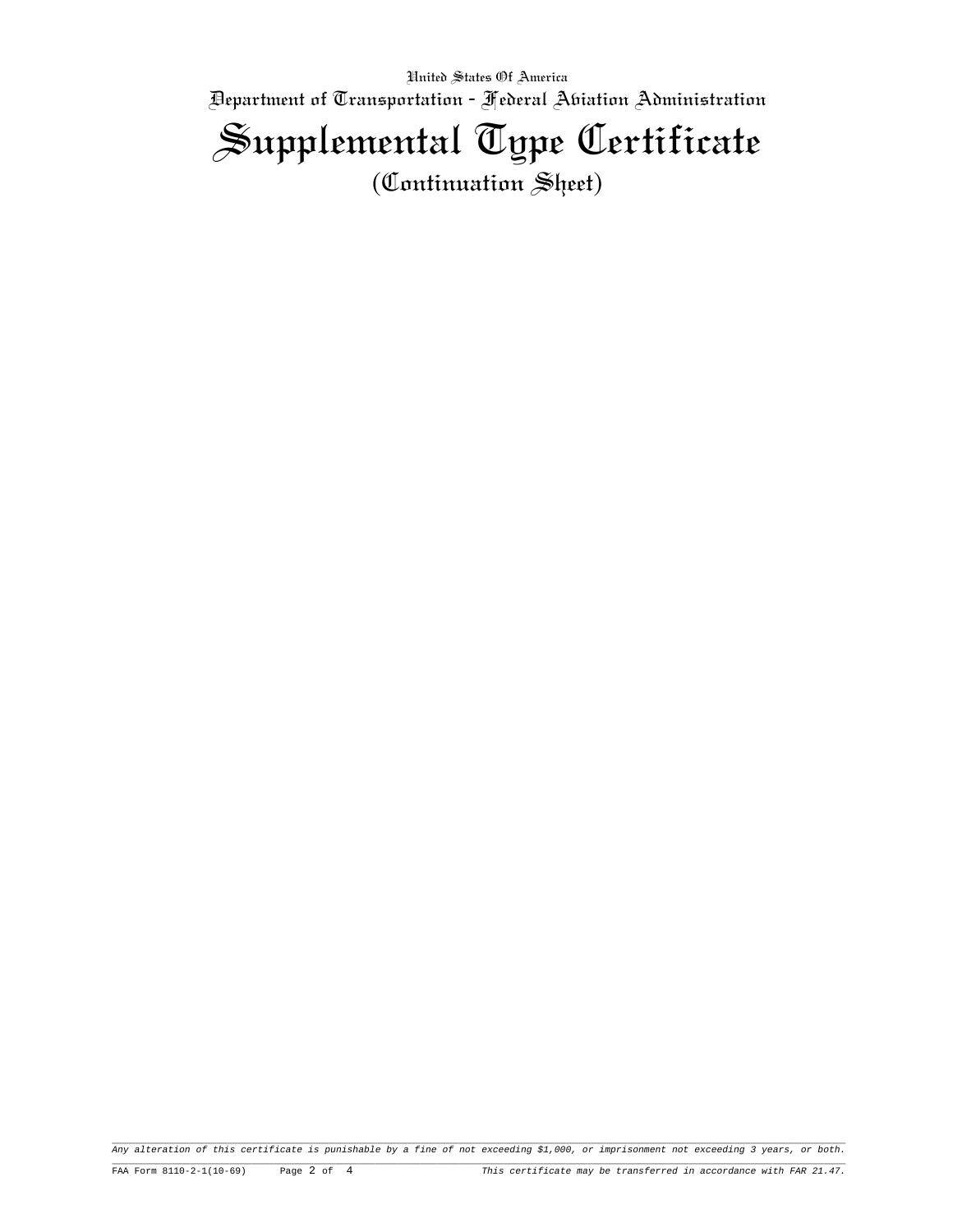United States Of America

Department of Transportation - Federal Aviation Administration

# Supplemental Type Certificate

(Continuation Sheet)

*Any alteration of this certificate is punishable by a fine of not exceeding $1,000, or imprisonment not exceeding 3 years, or both.*

FAA Form 8110-2-1(10-69) *This certificate may be transferred in accordance with FAR 21.47.*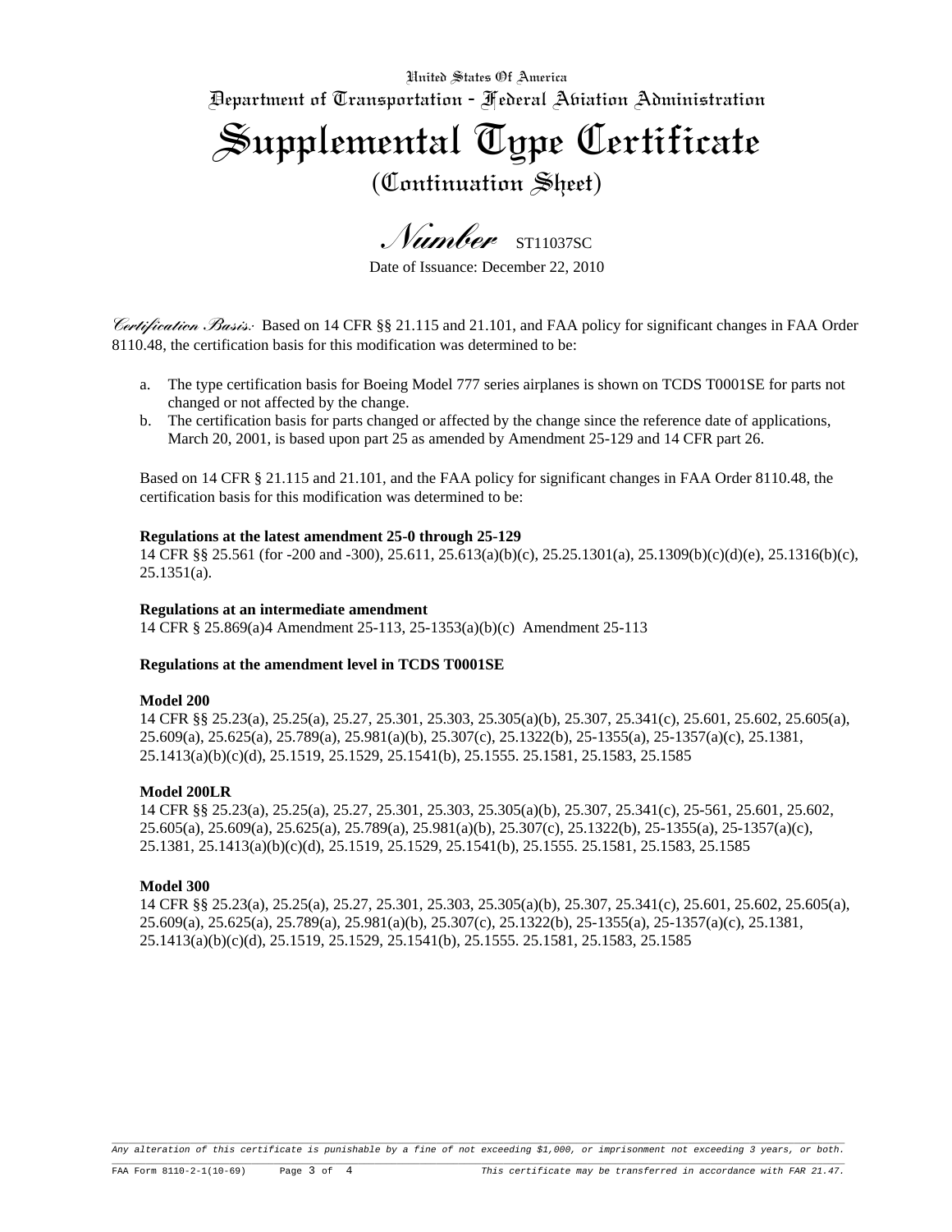United States Of America

Department of Transportation - Federal Aviation Administration

# Supplemental Type Certificate

## (Continuation Sheet)

*Number* ST11037SC

Date of Issuance: December 22, 2010

*Certification Basis:* Based on 14 CFR §§ 21.115 and 21.101, and FAA policy for significant changes in FAA Order 8110.48, the certification basis for this modification was determined to be:

a. The type certification basis for Boeing Model 777 series airplanes is shown on TCDS T0001SE for parts not changed or not affected by the change.
b. The certification basis for parts changed or affected by the change since the reference date of applications, March 20, 2001, is based upon part 25 as amended by Amendment 25-129 and 14 CFR part 26.

Based on 14 CFR § 21.115 and 21.101, and the FAA policy for significant changes in FAA Order 8110.48, the certification basis for this modification was determined to be:

**Regulations at the latest amendment 25-0 through 25-129**
14 CFR §§ 25.561 (for -200 and -300), 25.611, 25.613(a)(b)(c), 25.25.1301(a), 25.1309(b)(c)(d)(e), 25.1316(b)(c), 25.1351(a).

**Regulations at an intermediate amendment**
14 CFR § 25.869(a)4 Amendment 25-113, 25-1353(a)(b)(c) Amendment 25-113

**Regulations at the amendment level in TCDS T0001SE**

**Model 200**
14 CFR §§ 25.23(a), 25.25(a), 25.27, 25.301, 25.303, 25.305(a)(b), 25.307, 25.341(c), 25.601, 25.602, 25.605(a), 25.609(a), 25.625(a), 25.789(a), 25.981(a)(b), 25.307(c), 25.1322(b), 25-1355(a), 25-1357(a)(c), 25.1381, 25.1413(a)(b)(c)(d), 25.1519, 25.1529, 25.1541(b), 25.1555. 25.1581, 25.1583, 25.1585

**Model 200LR**
14 CFR §§ 25.23(a), 25.25(a), 25.27, 25.301, 25.303, 25.305(a)(b), 25.307, 25.341(c), 25-561, 25.601, 25.602, 25.605(a), 25.609(a), 25.625(a), 25.789(a), 25.981(a)(b), 25.307(c), 25.1322(b), 25-1355(a), 25-1357(a)(c), 25.1381, 25.1413(a)(b)(c)(d), 25.1519, 25.1529, 25.1541(b), 25.1555. 25.1581, 25.1583, 25.1585

**Model 300**
14 CFR §§ 25.23(a), 25.25(a), 25.27, 25.301, 25.303, 25.305(a)(b), 25.307, 25.341(c), 25.601, 25.602, 25.605(a), 25.609(a), 25.625(a), 25.789(a), 25.981(a)(b), 25.307(c), 25.1322(b), 25-1355(a), 25-1357(a)(c), 25.1381, 25.1413(a)(b)(c)(d), 25.1519, 25.1529, 25.1541(b), 25.1555. 25.1581, 25.1583, 25.1585

*Any alteration of this certificate is punishable by a fine of not exceeding $1,000, or imprisonment not exceeding 3 years, or both.*

FAA Form 8110-2-1(10-69) *This certificate may be transferred in accordance with FAR 21.47.*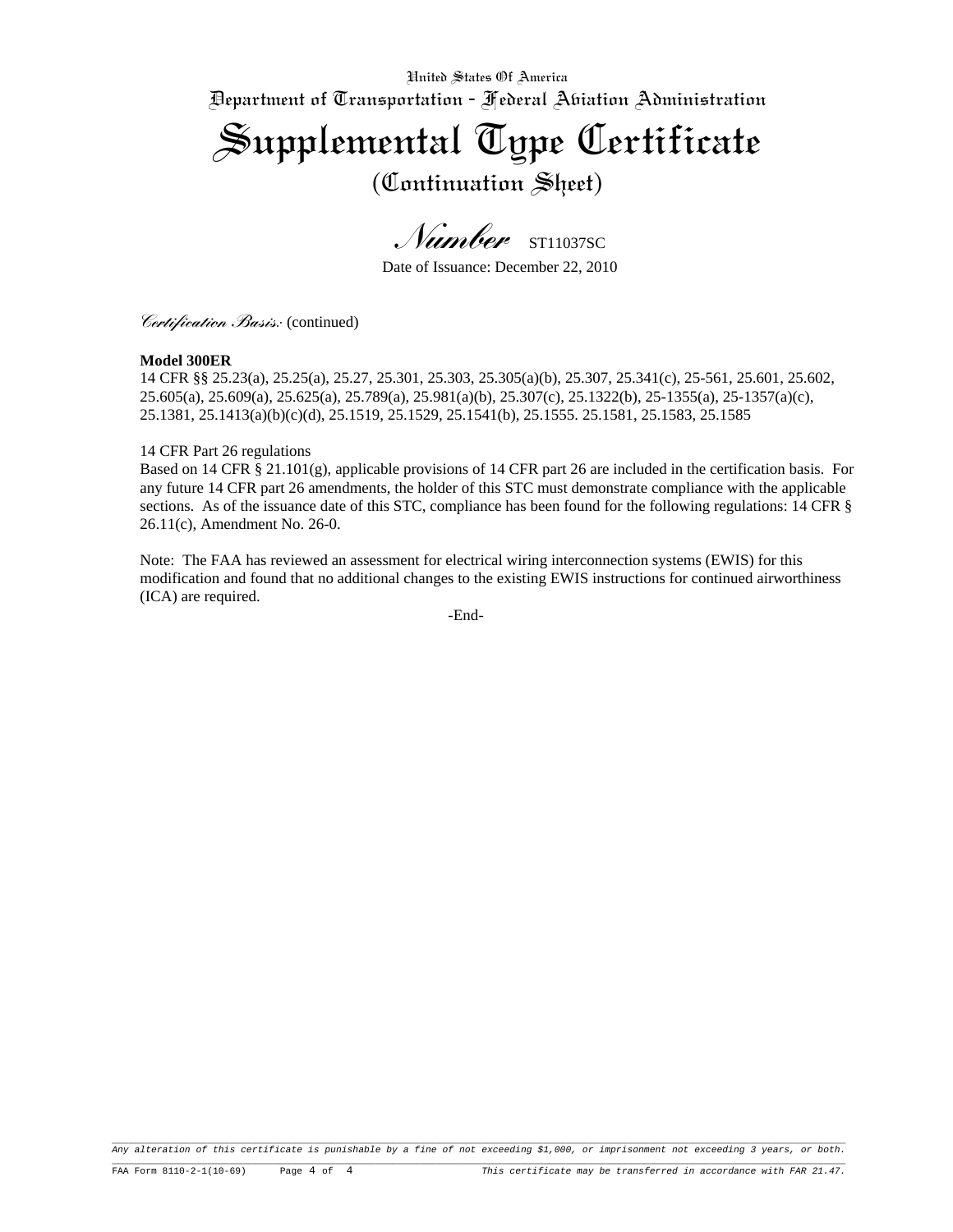United States Of America

Department of Transportation - Federal Aviation Administration

# Supplemental Type Certificate

## (Continuation Sheet)

*Number* ST11037SC

Date of Issuance: December 22, 2010

*Certification Basis:* (continued)

**Model 300ER**

14 CFR §§ 25.23(a), 25.25(a), 25.27, 25.301, 25.303, 25.305(a)(b), 25.307, 25.341(c), 25-561, 25.601, 25.602, 25.605(a), 25.609(a), 25.625(a), 25.789(a), 25.981(a)(b), 25.307(c), 25.1322(b), 25-1355(a), 25-1357(a)(c), 25.1381, 25.1413(a)(b)(c)(d), 25.1519, 25.1529, 25.1541(b), 25.1555. 25.1581, 25.1583, 25.1585

14 CFR Part 26 regulations

Based on 14 CFR § 21.101(g), applicable provisions of 14 CFR part 26 are included in the certification basis. For any future 14 CFR part 26 amendments, the holder of this STC must demonstrate compliance with the applicable sections. As of the issuance date of this STC, compliance has been found for the following regulations: 14 CFR § 26.11(c), Amendment No. 26-0.

Note: The FAA has reviewed an assessment for electrical wiring interconnection systems (EWIS) for this modification and found that no additional changes to the existing EWIS instructions for continued airworthiness (ICA) are required.

-End-

*Any alteration of this certificate is punishable by a fine of not exceeding $1,000, or imprisonment not exceeding 3 years, or both.*

FAA Form 8110-2-1(10-69) *This certificate may be transferred in accordance with FAR 21.47.*